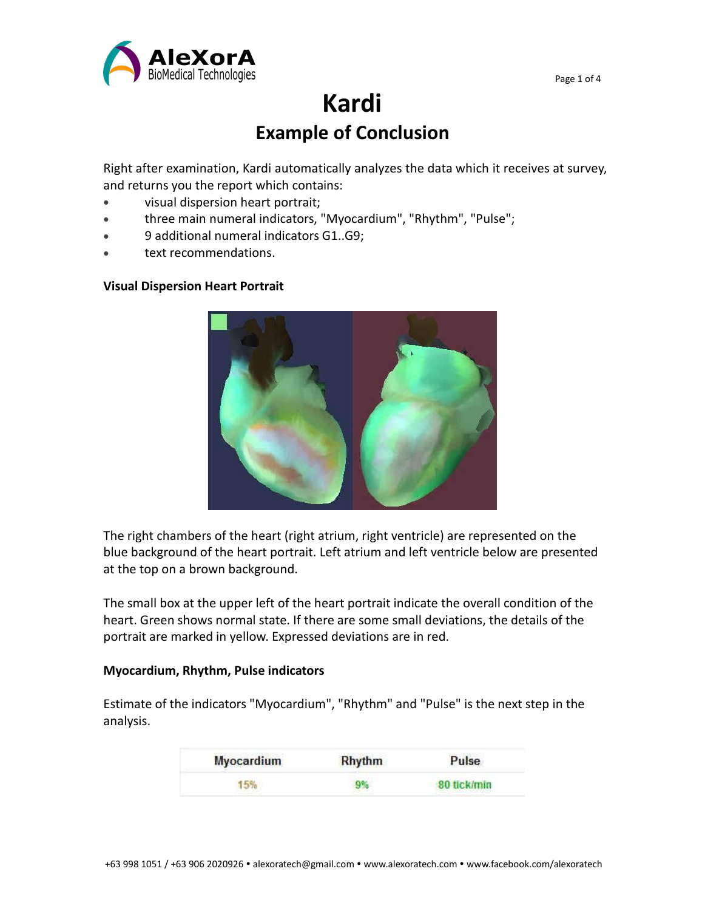# Kardi

## Example of Conclusion

Right after examination, Kardi automatically analyzes the data which it receives at survey, and returns you the report which contains:

- visual dispersion heart portrait;
- three main numeral indicators, "Myocardium", "Rhythm", "Pulse";
- 9 additional numeral indicators G1..G9;
- text recommendations.

**Visual Dispersion Heart Portrait**

The right chambers of the heart (right atrium, right ventricle) are represented on the blue background of the heart portrait. Left atrium and left ventricle below are presented at the top on a brown background.

The small box at the upper left of the heart portrait indicate the overall condition of the heart. Green shows normal state. If there are some small deviations, the details of the portrait are marked in yellow. Expressed deviations are in red.

**Myocardium, Rhythm, Pulse indicators**

Estimate of the indicators "Myocardium", "Rhythm" and "Pulse" is the next step in the analysis.

| Myocardium | Rhythm | Pulse |
|---|---|---|
| 15% | 9% | 80 tick/min |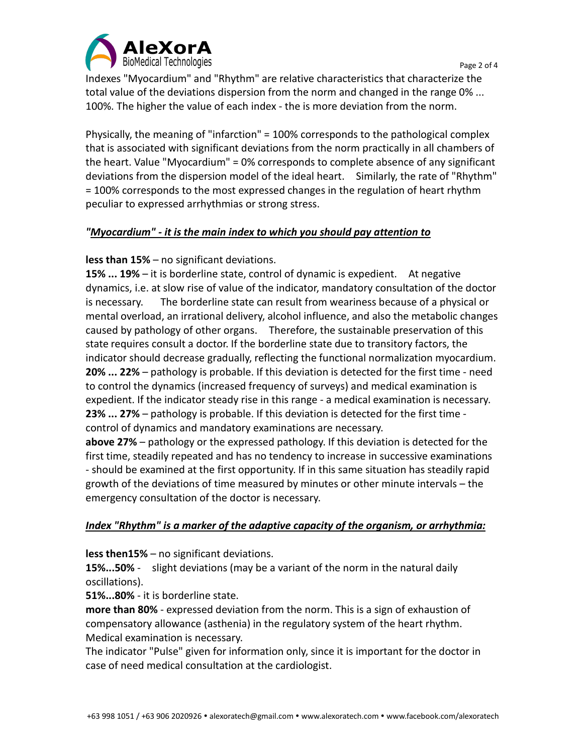Indexes "Myocardium" and "Rhythm" are relative characteristics that characterize the total value of the deviations dispersion from the norm and changed in the range 0% ... 100%. The higher the value of each index - the is more deviation from the norm.

Physically, the meaning of "infarction" = 100% corresponds to the pathological complex that is associated with significant deviations from the norm practically in all chambers of the heart. Value "Myocardium" = 0% corresponds to complete absence of any significant deviations from the dispersion model of the ideal heart. Similarly, the rate of "Rhythm" = 100% corresponds to the most expressed changes in the regulation of heart rhythm peculiar to expressed arrhythmias or strong stress.

***"Myocardium" - it is the main index to which you should pay attention to***

**less than 15%** – no significant deviations.
**15% ... 19%** – it is borderline state, control of dynamic is expedient. At negative dynamics, i.e. at slow rise of value of the indicator, mandatory consultation of the doctor is necessary. The borderline state can result from weariness because of a physical or mental overload, an irrational delivery, alcohol influence, and also the metabolic changes caused by pathology of other organs. Therefore, the sustainable preservation of this state requires consult a doctor. If the borderline state due to transitory factors, the indicator should decrease gradually, reflecting the functional normalization myocardium.
**20% ... 22%** – pathology is probable. If this deviation is detected for the first time - need to control the dynamics (increased frequency of surveys) and medical examination is expedient. If the indicator steady rise in this range - a medical examination is necessary.
**23% ... 27%** – pathology is probable. If this deviation is detected for the first time - control of dynamics and mandatory examinations are necessary.
**above 27%** – pathology or the expressed pathology. If this deviation is detected for the first time, steadily repeated and has no tendency to increase in successive examinations - should be examined at the first opportunity. If in this same situation has steadily rapid growth of the deviations of time measured by minutes or other minute intervals – the emergency consultation of the doctor is necessary.

***Index "Rhythm" is a marker of the adaptive capacity of the organism, or arrhythmia:***

**less then15%** – no significant deviations.
**15%...50%** - slight deviations (may be a variant of the norm in the natural daily oscillations).
**51%...80%** - it is borderline state.
**more than 80%** - expressed deviation from the norm. This is a sign of exhaustion of compensatory allowance (asthenia) in the regulatory system of the heart rhythm. Medical examination is necessary.
The indicator "Pulse" given for information only, since it is important for the doctor in case of need medical consultation at the cardiologist.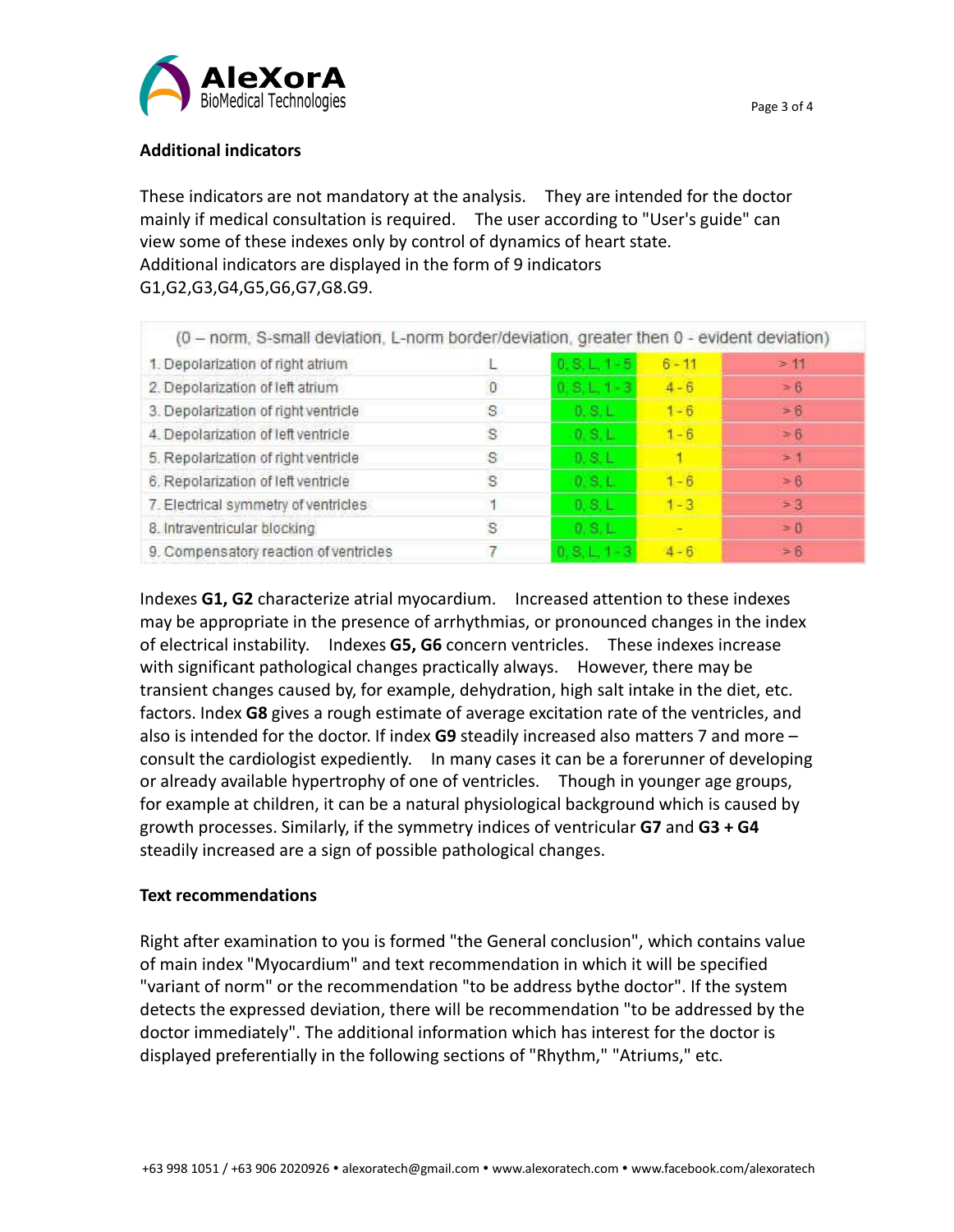### Additional indicators

These indicators are not mandatory at the analysis. They are intended for the doctor mainly if medical consultation is required. The user according to "User's guide" can view some of these indexes only by control of dynamics of heart state.
Additional indicators are displayed in the form of 9 indicators G1,G2,G3,G4,G5,G6,G7,G8.G9.

| (0 – norm, S-small deviation, L-norm border/deviation, greater then 0 - evident deviation) | | | | |
|---|---|---|---|---|
| 1. Depolarization of right atrium | L | 0, S, L, 1 - 5 | 6 - 11 | > 11 |
| 2. Depolarization of left atrium | 0 | 0, S, L, 1 - 3 | 4 - 6 | > 6 |
| 3. Depolarization of right ventricle | S | 0, S, L | 1 - 6 | > 6 |
| 4. Depolarization of left ventricle | S | 0, S, L | 1 - 6 | > 6 |
| 5. Repolarization of right ventricle | S | 0, S, L | 1 | > 1 |
| 6. Repolarization of left ventricle | S | 0, S, L | 1 - 6 | > 6 |
| 7. Electrical symmetry of ventricles | 1 | 0, S, L | 1 - 3 | > 3 |
| 8. Intraventricular blocking | S | 0, S, L | - | > 0 |
| 9. Compensatory reaction of ventricles | 7 | 0, S, L, 1 - 3 | 4 - 6 | > 6 |

Indexes **G1, G2** characterize atrial myocardium. Increased attention to these indexes may be appropriate in the presence of arrhythmias, or pronounced changes in the index of electrical instability. Indexes **G5, G6** concern ventricles. These indexes increase with significant pathological changes practically always. However, there may be transient changes caused by, for example, dehydration, high salt intake in the diet, etc. factors. Index **G8** gives a rough estimate of average excitation rate of the ventricles, and also is intended for the doctor. If index **G9** steadily increased also matters 7 and more – consult the cardiologist expediently. In many cases it can be a forerunner of developing or already available hypertrophy of one of ventricles. Though in younger age groups, for example at children, it can be a natural physiological background which is caused by growth processes. Similarly, if the symmetry indices of ventricular **G7** and **G3 + G4** steadily increased are a sign of possible pathological changes.

### Text recommendations

Right after examination to you is formed "the General conclusion", which contains value of main index "Myocardium" and text recommendation in which it will be specified "variant of norm" or the recommendation "to be address bythe doctor". If the system detects the expressed deviation, there will be recommendation "to be addressed by the doctor immediately". The additional information which has interest for the doctor is displayed preferentially in the following sections of "Rhythm," "Atriums," etc.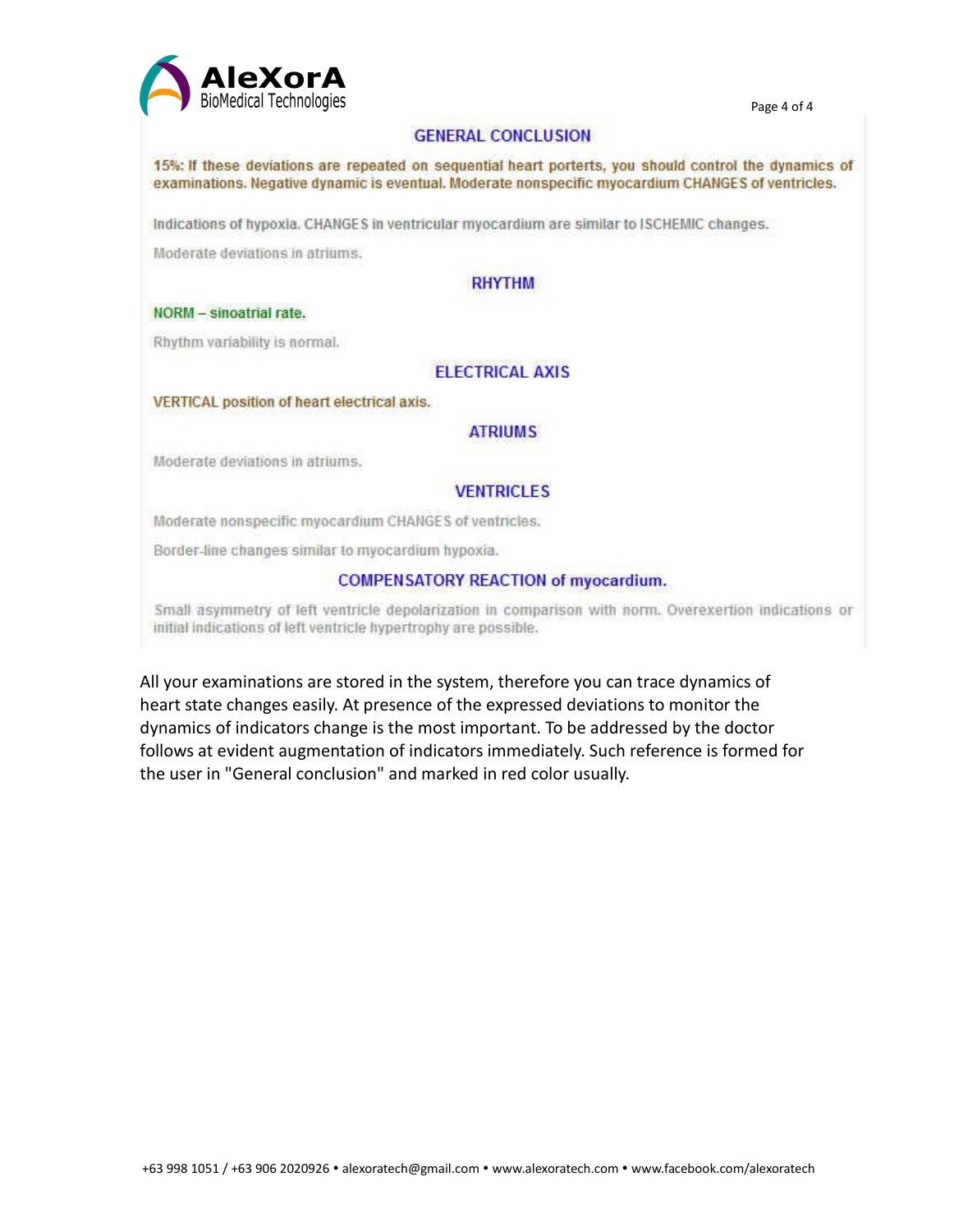## GENERAL CONCLUSION

15%: If these deviations are repeated on sequential heart porterts, you should control the dynamics of examinations. Negative dynamic is eventual. Moderate nonspecific myocardium CHANGES of ventricles.

Indications of hypoxia. CHANGES in ventricular myocardium are similar to ISCHEMIC changes.

Moderate deviations in atriums.

## RHYTHM

NORM – sinoatrial rate.

Rhythm variability is normal.

## ELECTRICAL AXIS

VERTICAL position of heart electrical axis.

## ATRIUMS

Moderate deviations in atriums.

## VENTRICLES

Moderate nonspecific myocardium CHANGES of ventricles.

Border-line changes similar to myocardium hypoxia.

## COMPENSATORY REACTION of myocardium.

Small asymmetry of left ventricle depolarization in comparison with norm. Overexertion indications or initial indications of left ventricle hypertrophy are possible.

All your examinations are stored in the system, therefore you can trace dynamics of heart state changes easily. At presence of the expressed deviations to monitor the dynamics of indicators change is the most important. To be addressed by the doctor follows at evident augmentation of indicators immediately. Such reference is formed for the user in "General conclusion" and marked in red color usually.